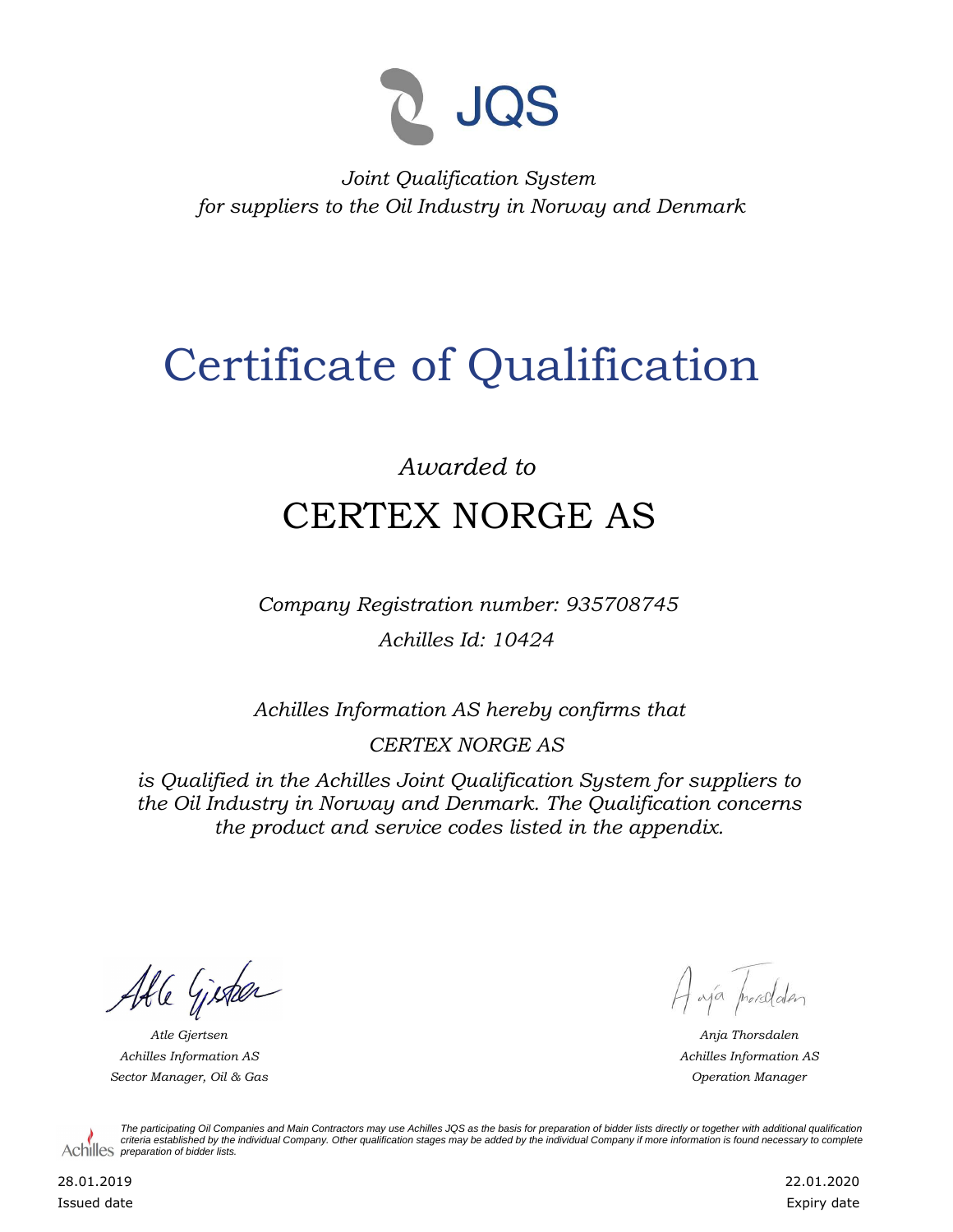JQS

*Joint Qualification System*
*for suppliers to the Oil Industry in Norway and Denmark*

# Certificate of Qualification

*Awarded to*

## CERTEX NORGE AS

*Company Registration number: 935708745*

*Achilles Id: 10424*

*Achilles Information AS hereby confirms that*

*CERTEX NORGE AS*

*is Qualified in the Achilles Joint Qualification System for suppliers to the Oil Industry in Norway and Denmark. The Qualification concerns the product and service codes listed in the appendix.*

| | |
|---|---|
| *Atle Gjertsen* | *Anja Thorsdalen* |
| *Achilles Information AS* | *Achilles Information AS* |
| *Sector Manager, Oil & Gas* | *Operation Manager* |

*The participating Oil Companies and Main Contractors may use Achilles JQS as the basis for preparation of bidder lists directly or together with additional qualification criteria established by the individual Company. Other qualification stages may be added by the individual Company if more information is found necessary to complete preparation of bidder lists.*

| | |
|---|---|
| 28.01.2019 | 22.01.2020 |
| Issued date | Expiry date |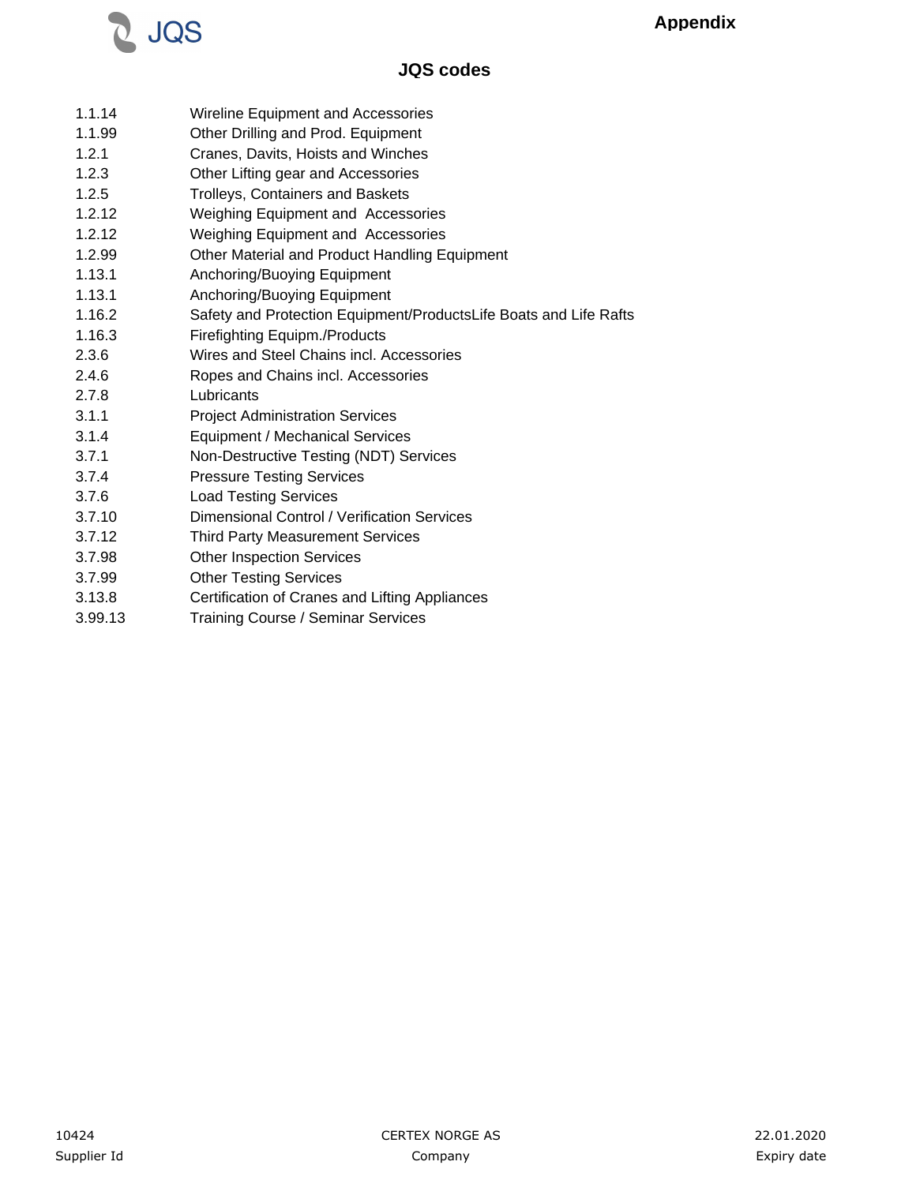# Appendix

## JQS codes

| | |
|---|---|
| 1.1.14 | Wireline Equipment and Accessories |
| 1.1.99 | Other Drilling and Prod. Equipment |
| 1.2.1 | Cranes, Davits, Hoists and Winches |
| 1.2.3 | Other Lifting gear and Accessories |
| 1.2.5 | Trolleys, Containers and Baskets |
| 1.2.12 | Weighing Equipment and Accessories |
| 1.2.12 | Weighing Equipment and Accessories |
| 1.2.99 | Other Material and Product Handling Equipment |
| 1.13.1 | Anchoring/Buoying Equipment |
| 1.13.1 | Anchoring/Buoying Equipment |
| 1.16.2 | Safety and Protection Equipment/ProductsLife Boats and Life Rafts |
| 1.16.3 | Firefighting Equipm./Products |
| 2.3.6 | Wires and Steel Chains incl. Accessories |
| 2.4.6 | Ropes and Chains incl. Accessories |
| 2.7.8 | Lubricants |
| 3.1.1 | Project Administration Services |
| 3.1.4 | Equipment / Mechanical Services |
| 3.7.1 | Non-Destructive Testing (NDT) Services |
| 3.7.4 | Pressure Testing Services |
| 3.7.6 | Load Testing Services |
| 3.7.10 | Dimensional Control / Verification Services |
| 3.7.12 | Third Party Measurement Services |
| 3.7.98 | Other Inspection Services |
| 3.7.99 | Other Testing Services |
| 3.13.8 | Certification of Cranes and Lifting Appliances |
| 3.99.13 | Training Course / Seminar Services |